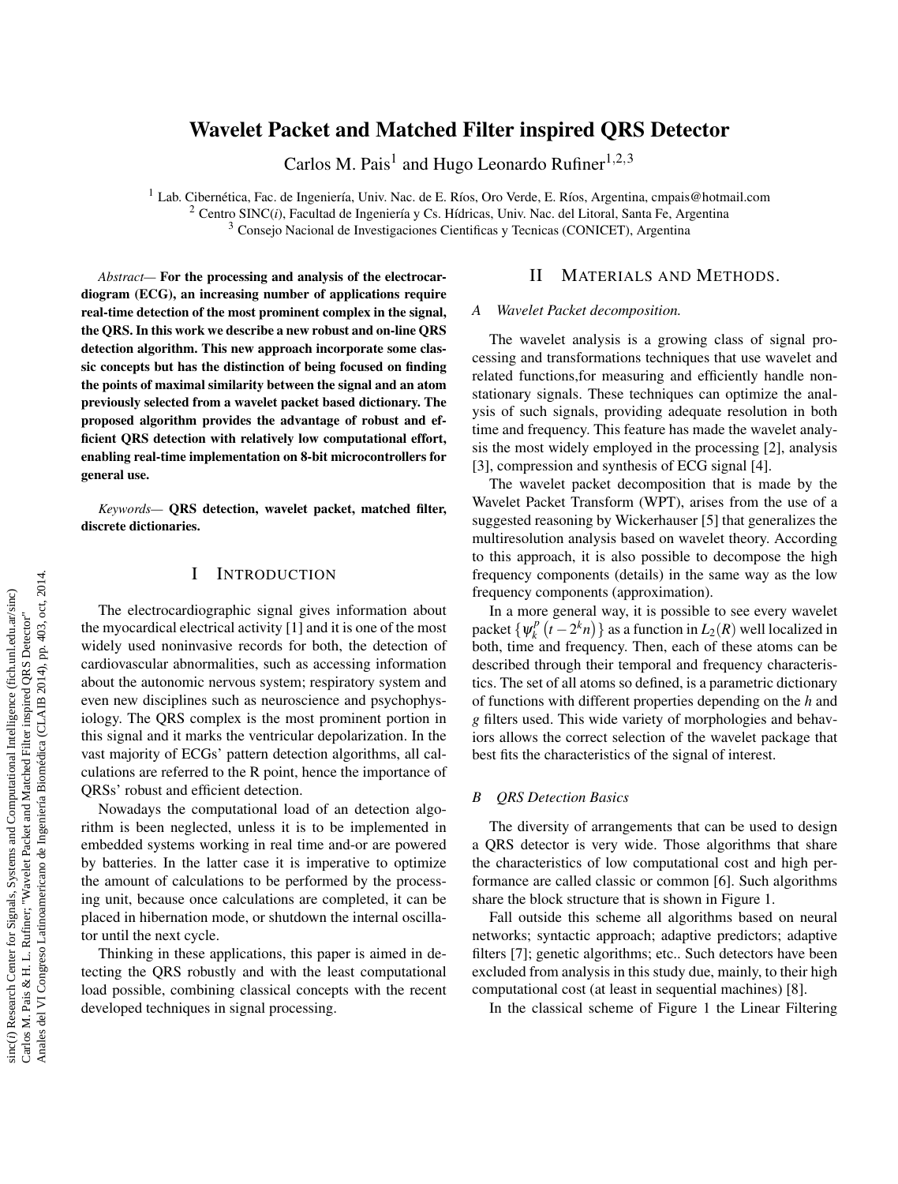# Wavelet Packet and Matched Filter inspired QRS Detector

Carlos M. Pais[1] and Hugo Leonardo Rufiner[1,2,3]

[1] Lab. Cibernética, Fac. de Ingeniería, Univ. Nac. de E. Ríos, Oro Verde, E. Ríos, Argentina, cmpais@hotmail.com
[2] Centro SINC(*i*), Facultad de Ingeniería y Cs. Hídricas, Univ. Nac. del Litoral, Santa Fe, Argentina
[3] Consejo Nacional de Investigaciones Cientificas y Tecnicas (CONICET), Argentina

*Abstract*— **For the processing and analysis of the electrocardiogram (ECG), an increasing number of applications require real-time detection of the most prominent complex in the signal, the QRS. In this work we describe a new robust and on-line QRS detection algorithm. This new approach incorporate some classic concepts but has the distinction of being focused on finding the points of maximal similarity between the signal and an atom previously selected from a wavelet packet based dictionary. The proposed algorithm provides the advantage of robust and efficient QRS detection with relatively low computational effort, enabling real-time implementation on 8-bit microcontrollers for general use.**

*Keywords*— **QRS detection, wavelet packet, matched filter, discrete dictionaries.**

## I INTRODUCTION

The electrocardiographic signal gives information about the myocardical electrical activity [1] and it is one of the most widely used noninvasive records for both, the detection of cardiovascular abnormalities, such as accessing information about the autonomic nervous system; respiratory system and even new disciplines such as neuroscience and psychophysiology. The QRS complex is the most prominent portion in this signal and it marks the ventricular depolarization. In the vast majority of ECGs' pattern detection algorithms, all calculations are referred to the R point, hence the importance of QRSs' robust and efficient detection.

Nowadays the computational load of an detection algorithm is been neglected, unless it is to be implemented in embedded systems working in real time and-or are powered by batteries. In the latter case it is imperative to optimize the amount of calculations to be performed by the processing unit, because once calculations are completed, it can be placed in hibernation mode, or shutdown the internal oscillator until the next cycle.

Thinking in these applications, this paper is aimed in detecting the QRS robustly and with the least computational load possible, combining classical concepts with the recent developed techniques in signal processing.

## II MATERIALS AND METHODS.

### A Wavelet Packet decomposition.

The wavelet analysis is a growing class of signal processing and transformations techniques that use wavelet and related functions,for measuring and efficiently handle nonstationary signals. These techniques can optimize the analysis of such signals, providing adequate resolution in both time and frequency. This feature has made the wavelet analysis the most widely employed in the processing [2], analysis [3], compression and synthesis of ECG signal [4].

The wavelet packet decomposition that is made by the Wavelet Packet Transform (WPT), arises from the use of a suggested reasoning by Wickerhauser [5] that generalizes the multiresolution analysis based on wavelet theory. According to this approach, it is also possible to decompose the high frequency components (details) in the same way as the low frequency components (approximation).

In a more general way, it is possible to see every wavelet packet $\{\psi_k^p(t-2^k n)\}$ as a function in $L_2(R)$ well localized in both, time and frequency. Then, each of these atoms can be described through their temporal and frequency characteristics. The set of all atoms so defined, is a parametric dictionary of functions with different properties depending on the $h$ and $g$ filters used. This wide variety of morphologies and behaviors allows the correct selection of the wavelet package that best fits the characteristics of the signal of interest.

### B QRS Detection Basics

The diversity of arrangements that can be used to design a QRS detector is very wide. Those algorithms that share the characteristics of low computational cost and high performance are called classic or common [6]. Such algorithms share the block structure that is shown in Figure 1.

Fall outside this scheme all algorithms based on neural networks; syntactic approach; adaptive predictors; adaptive filters [7]; genetic algorithms; etc.. Such detectors have been excluded from analysis in this study due, mainly, to their high computational cost (at least in sequential machines) [8].

In the classical scheme of Figure 1 the Linear Filtering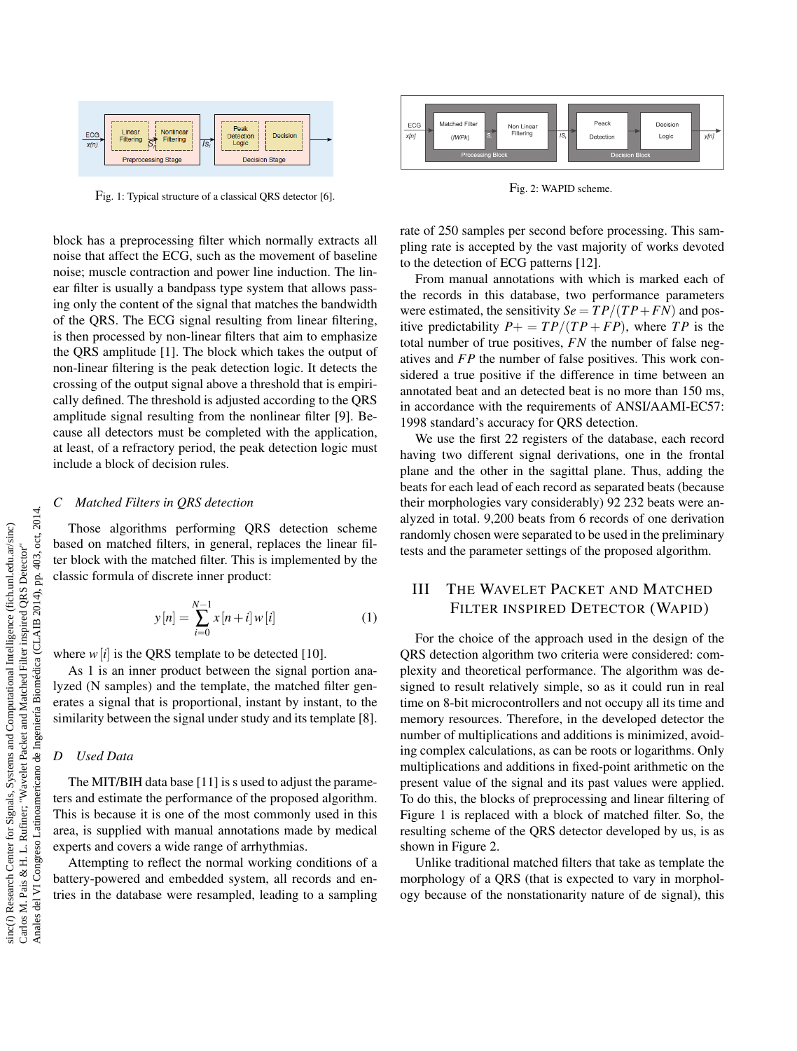Fig. 1: Typical structure of a classical QRS detector [6].

Fig. 2: WAPID scheme.

block has a preprocessing filter which normally extracts all noise that affect the ECG, such as the movement of baseline noise; muscle contraction and power line induction. The linear filter is usually a bandpass type system that allows passing only the content of the signal that matches the bandwidth of the QRS. The ECG signal resulting from linear filtering, is then processed by non-linear filters that aim to emphasize the QRS amplitude [1]. The block which takes the output of non-linear filtering is the peak detection logic. It detects the crossing of the output signal above a threshold that is empirically defined. The threshold is adjusted according to the QRS amplitude signal resulting from the nonlinear filter [9]. Because all detectors must be completed with the application, at least, of a refractory period, the peak detection logic must include a block of decision rules.

### C Matched Filters in QRS detection

Those algorithms performing QRS detection scheme based on matched filters, in general, replaces the linear filter block with the matched filter. This is implemented by the classic formula of discrete inner product:

$$y[n] = \sum_{i=0}^{N-1} x[n+i]\, w[i] \tag{1}$$

where $w[i]$ is the QRS template to be detected [10].

As 1 is an inner product between the signal portion analyzed (N samples) and the template, the matched filter generates a signal that is proportional, instant by instant, to the similarity between the signal under study and its template [8].

### D Used Data

The MIT/BIH data base [11] is s used to adjust the parameters and estimate the performance of the proposed algorithm. This is because it is one of the most commonly used in this area, is supplied with manual annotations made by medical experts and covers a wide range of arrhythmias.

Attempting to reflect the normal working conditions of a battery-powered and embedded system, all records and entries in the database were resampled, leading to a sampling rate of 250 samples per second before processing. This sampling rate is accepted by the vast majority of works devoted to the detection of ECG patterns [12].

From manual annotations with which is marked each of the records in this database, two performance parameters were estimated, the sensitivity $Se = TP/(TP+FN)$ and positive predictability $P+ = TP/(TP+FP)$, where $TP$ is the total number of true positives, $FN$ the number of false negatives and $FP$ the number of false positives. This work considered a true positive if the difference in time between an annotated beat and an detected beat is no more than 150 ms, in accordance with the requirements of ANSI/AAMI-EC57: 1998 standard's accuracy for QRS detection.

We use the first 22 registers of the database, each record having two different signal derivations, one in the frontal plane and the other in the sagittal plane. Thus, adding the beats for each lead of each record as separated beats (because their morphologies vary considerably) 92 232 beats were analyzed in total. 9,200 beats from 6 records of one derivation randomly chosen were separated to be used in the preliminary tests and the parameter settings of the proposed algorithm.

## III The Wavelet Packet and Matched Filter Inspired Detector (WAPID)

For the choice of the approach used in the design of the QRS detection algorithm two criteria were considered: complexity and theoretical performance. The algorithm was designed to result relatively simple, so as it could run in real time on 8-bit microcontrollers and not occupy all its time and memory resources. Therefore, in the developed detector the number of multiplications and additions is minimized, avoiding complex calculations, as can be roots or logarithms. Only multiplications and additions in fixed-point arithmetic on the present value of the signal and its past values were applied. To do this, the blocks of preprocessing and linear filtering of Figure 1 is replaced with a block of matched filter. So, the resulting scheme of the QRS detector developed by us, is as shown in Figure 2.

Unlike traditional matched filters that take as template the morphology of a QRS (that is expected to vary in morphology because of the nonstationarity nature of de signal), this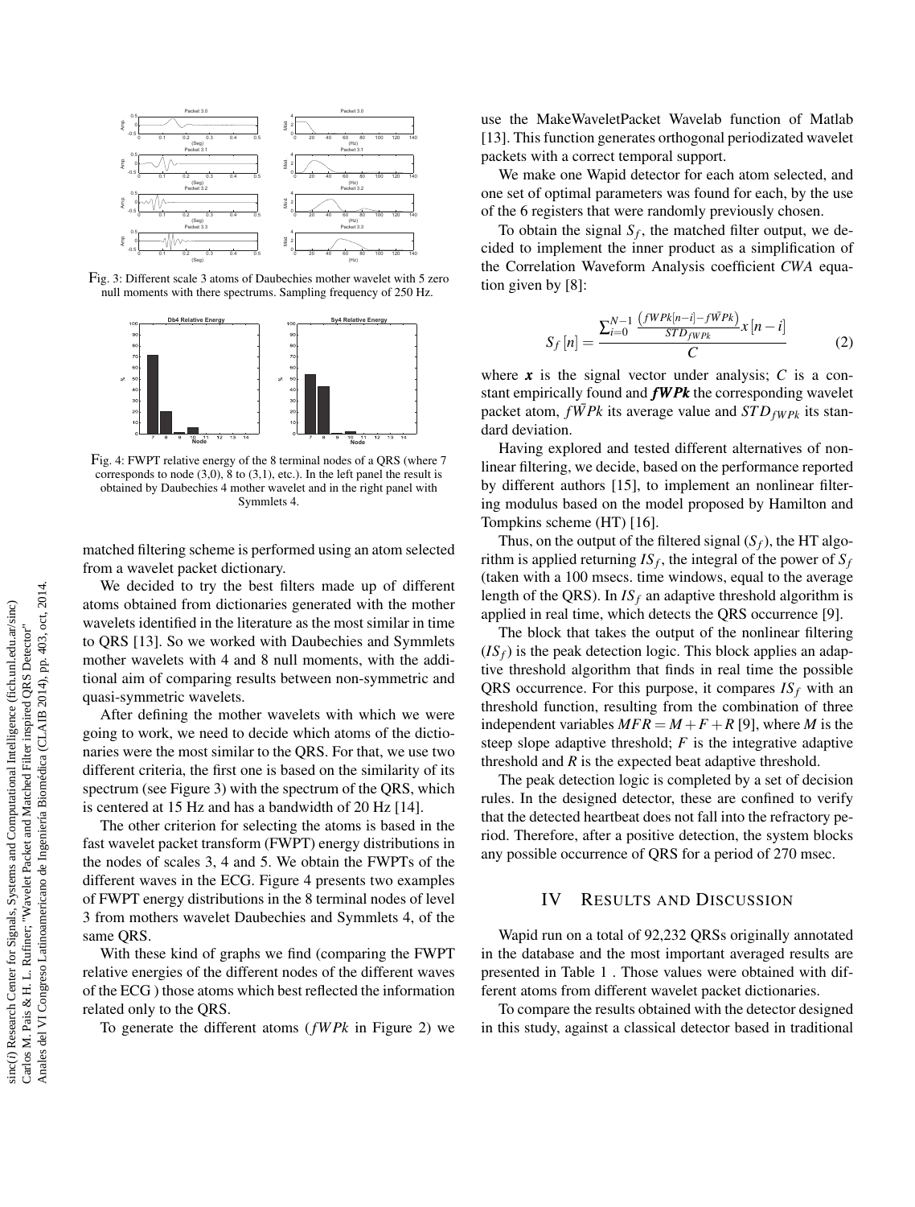Fig. 3: Different scale 3 atoms of Daubechies mother wavelet with 5 zero null moments with there spectrums. Sampling frequency of 250 Hz.

Fig. 4: FWPT relative energy of the 8 terminal nodes of a QRS (where 7 corresponds to node (3,0), 8 to (3,1), etc.). In the left panel the result is obtained by Daubechies 4 mother wavelet and in the right panel with Symmlets 4.

matched filtering scheme is performed using an atom selected from a wavelet packet dictionary.

We decided to try the best filters made up of different atoms obtained from dictionaries generated with the mother wavelets identified in the literature as the most similar in time to QRS [13]. So we worked with Daubechies and Symmlets mother wavelets with 4 and 8 null moments, with the additional aim of comparing results between non-symmetric and quasi-symmetric wavelets.

After defining the mother wavelets with which we were going to work, we need to decide which atoms of the dictionaries were the most similar to the QRS. For that, we use two different criteria, the first one is based on the similarity of its spectrum (see Figure 3) with the spectrum of the QRS, which is centered at 15 Hz and has a bandwidth of 20 Hz [14].

The other criterion for selecting the atoms is based in the fast wavelet packet transform (FWPT) energy distributions in the nodes of scales 3, 4 and 5. We obtain the FWPTs of the different waves in the ECG. Figure 4 presents two examples of FWPT energy distributions in the 8 terminal nodes of level 3 from mothers wavelet Daubechies and Symmlets 4, of the same QRS.

With these kind of graphs we find (comparing the FWPT relative energies of the different nodes of the different waves of the ECG ) those atoms which best reflected the information related only to the QRS.

To generate the different atoms ($fWPk$ in Figure 2) we use the MakeWaveletPacket Wavelab function of Matlab [13]. This function generates orthogonal periodizated wavelet packets with a correct temporal support.

We make one Wapid detector for each atom selected, and one set of optimal parameters was found for each, by the use of the 6 registers that were randomly previously chosen.

To obtain the signal $S_f$, the matched filter output, we decided to implement the inner product as a simplification of the Correlation Waveform Analysis coefficient $CWA$ equation given by [8]:

$$S_f[n] = \frac{\sum_{i=0}^{N-1} \frac{\left(fWPk[n-i] - f\bar{W}Pk\right)}{STD_{fWPk}} x[n-i]}{C} \qquad (2)$$

where $\boldsymbol{x}$ is the signal vector under analysis; $C$ is a constant empirically found and $\boldsymbol{fWPk}$ the corresponding wavelet packet atom, $f\bar{W}Pk$ its average value and $STD_{fWPk}$ its standard deviation.

Having explored and tested different alternatives of nonlinear filtering, we decide, based on the performance reported by different authors [15], to implement an nonlinear filtering modulus based on the model proposed by Hamilton and Tompkins scheme (HT) [16].

Thus, on the output of the filtered signal ($S_f$), the HT algorithm is applied returning $IS_f$, the integral of the power of $S_f$ (taken with a 100 msecs. time windows, equal to the average length of the QRS). In $IS_f$ an adaptive threshold algorithm is applied in real time, which detects the QRS occurrence [9].

The block that takes the output of the nonlinear filtering ($IS_f$) is the peak detection logic. This block applies an adaptive threshold algorithm that finds in real time the possible QRS occurrence. For this purpose, it compares $IS_f$ with an threshold function, resulting from the combination of three independent variables $MFR = M + F + R$ [9], where $M$ is the steep slope adaptive threshold; $F$ is the integrative adaptive threshold and $R$ is the expected beat adaptive threshold.

The peak detection logic is completed by a set of decision rules. In the designed detector, these are confined to verify that the detected heartbeat does not fall into the refractory period. Therefore, after a positive detection, the system blocks any possible occurrence of QRS for a period of 270 msec.

## IV RESULTS AND DISCUSSION

Wapid run on a total of 92,232 QRSs originally annotated in the database and the most important averaged results are presented in Table 1 . Those values were obtained with different atoms from different wavelet packet dictionaries.

To compare the results obtained with the detector designed in this study, against a classical detector based in traditional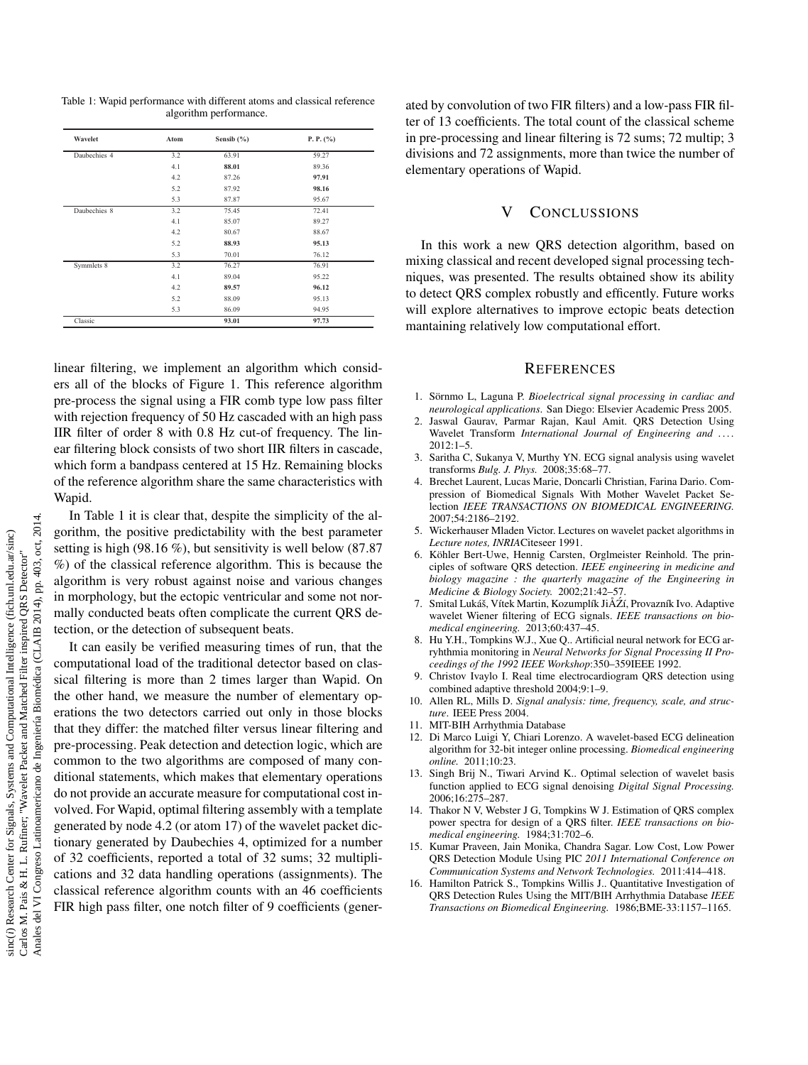Table 1: Wapid performance with different atoms and classical reference algorithm performance.

| Wavelet | Atom | Sensib (%) | P. P. (%) |
|---|---|---|---|
| Daubechies 4 | 3.2 | 63.91 | 59.27 |
| | 4.1 | **88.01** | 89.36 |
| | 4.2 | 87.26 | **97.91** |
| | 5.2 | 87.92 | **98.16** |
| | 5.3 | 87.87 | 95.67 |
| Daubechies 8 | 3.2 | 75.45 | 72.41 |
| | 4.1 | 85.07 | 89.27 |
| | 4.2 | 80.67 | 88.67 |
| | 5.2 | **88.93** | **95.13** |
| | 5.3 | 70.01 | 76.12 |
| Symmlets 8 | 3.2 | 76.27 | 76.91 |
| | 4.1 | 89.04 | 95.22 |
| | 4.2 | **89.57** | **96.12** |
| | 5.2 | 88.09 | 95.13 |
| | 5.3 | 86.09 | 94.95 |
| Classic | | **93.01** | **97.73** |

linear filtering, we implement an algorithm which considers all of the blocks of Figure 1. This reference algorithm pre-process the signal using a FIR comb type low pass filter with rejection frequency of 50 Hz cascaded with an high pass IIR filter of order 8 with 0.8 Hz cut-of frequency. The linear filtering block consists of two short IIR filters in cascade, which form a bandpass centered at 15 Hz. Remaining blocks of the reference algorithm share the same characteristics with Wapid.

In Table 1 it is clear that, despite the simplicity of the algorithm, the positive predictability with the best parameter setting is high (98.16 %), but sensitivity is well below (87.87 %) of the classical reference algorithm. This is because the algorithm is very robust against noise and various changes in morphology, but the ectopic ventricular and some not normally conducted beats often complicate the current QRS detection, or the detection of subsequent beats.

It can easily be verified measuring times of run, that the computational load of the traditional detector based on classical filtering is more than 2 times larger than Wapid. On the other hand, we measure the number of elementary operations the two detectors carried out only in those blocks that they differ: the matched filter versus linear filtering and pre-processing. Peak detection and detection logic, which are common to the two algorithms are composed of many conditional statements, which makes that elementary operations do not provide an accurate measure for computational cost involved. For Wapid, optimal filtering assembly with a template generated by node 4.2 (or atom 17) of the wavelet packet dictionary generated by Daubechies 4, optimized for a number of 32 coefficients, reported a total of 32 sums; 32 multiplications and 32 data handling operations (assignments). The classical reference algorithm counts with an 46 coefficients FIR high pass filter, one notch filter of 9 coefficients (generated by convolution of two FIR filters) and a low-pass FIR filter of 13 coefficients. The total count of the classical scheme in pre-processing and linear filtering is 72 sums; 72 multip; 3 divisions and 72 assignments, more than twice the number of elementary operations of Wapid.

## V Conclussions

In this work a new QRS detection algorithm, based on mixing classical and recent developed signal processing techniques, was presented. The results obtained show its ability to detect QRS complex robustly and efficently. Future works will explore alternatives to improve ectopic beats detection mantaining relatively low computational effort.

## References

1. Sörnmo L, Laguna P. *Bioelectrical signal processing in cardiac and neurological applications*. San Diego: Elsevier Academic Press 2005.
2. Jaswal Gaurav, Parmar Rajan, Kaul Amit. QRS Detection Using Wavelet Transform *International Journal of Engineering and ....* 2012:1–5.
3. Saritha C, Sukanya V, Murthy YN. ECG signal analysis using wavelet transforms *Bulg. J. Phys.* 2008;35:68–77.
4. Brechet Laurent, Lucas Marie, Doncarli Christian, Farina Dario. Compression of Biomedical Signals With Mother Wavelet Packet Selection *IEEE TRANSACTIONS ON BIOMEDICAL ENGINEERING.* 2007;54:2186–2192.
5. Wickerhauser Mladen Victor. Lectures on wavelet packet algorithms in *Lecture notes, INRIA*Citeseer 1991.
6. Köhler Bert-Uwe, Hennig Carsten, Orglmeister Reinhold. The principles of software QRS detection. *IEEE engineering in medicine and biology magazine : the quarterly magazine of the Engineering in Medicine & Biology Society.* 2002;21:42–57.
7. Smital Lukáš, Vítek Martin, Kozumplík JiÅŹí, Provazník Ivo. Adaptive wavelet Wiener filtering of ECG signals. *IEEE transactions on biomedical engineering.* 2013;60:437–45.
8. Hu Y.H., Tompkins W.J., Xue Q.. Artificial neural network for ECG arryhthmia monitoring in *Neural Networks for Signal Processing II Proceedings of the 1992 IEEE Workshop*:350–359IEEE 1992.
9. Christov Ivaylo I. Real time electrocardiogram QRS detection using combined adaptive threshold 2004;9:1–9.
10. Allen RL, Mills D. *Signal analysis: time, frequency, scale, and structure*. IEEE Press 2004.
11. MIT-BIH Arrhythmia Database
12. Di Marco Luigi Y, Chiari Lorenzo. A wavelet-based ECG delineation algorithm for 32-bit integer online processing. *Biomedical engineering online.* 2011;10:23.
13. Singh Brij N., Tiwari Arvind K.. Optimal selection of wavelet basis function applied to ECG signal denoising *Digital Signal Processing.* 2006;16:275–287.
14. Thakor N V, Webster J G, Tompkins W J. Estimation of QRS complex power spectra for design of a QRS filter. *IEEE transactions on biomedical engineering.* 1984;31:702–6.
15. Kumar Praveen, Jain Monika, Chandra Sagar. Low Cost, Low Power QRS Detection Module Using PIC *2011 International Conference on Communication Systems and Network Technologies.* 2011:414–418.
16. Hamilton Patrick S., Tompkins Willis J.. Quantitative Investigation of QRS Detection Rules Using the MIT/BIH Arrhythmia Database *IEEE Transactions on Biomedical Engineering.* 1986;BME-33:1157–1165.